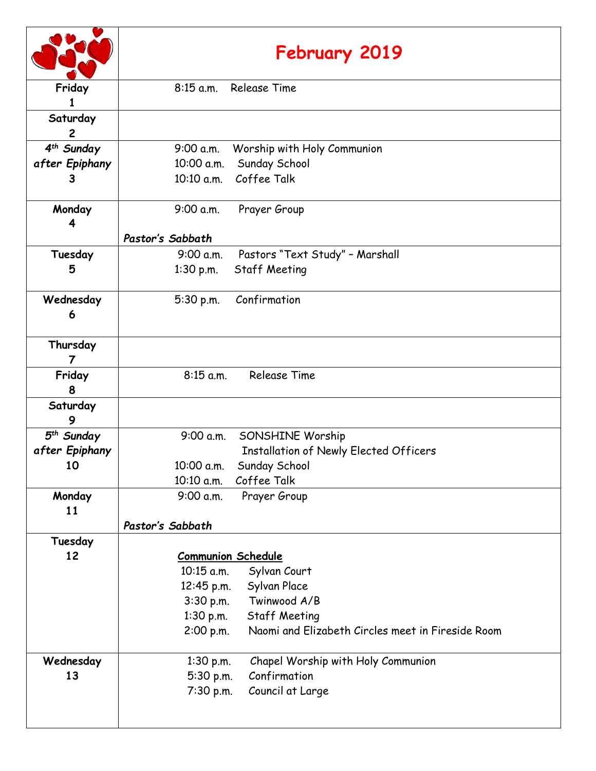| | **February 2019** |
| --- | --- |
| **Friday 1** | 8:15 a.m. Release Time |
| **Saturday 2** | |
| ***4th Sunday after Epiphany* 3** | 9:00 a.m. Worship with Holy Communion<br>10:00 a.m. Sunday School<br>10:10 a.m. Coffee Talk |
| **Monday 4** | 9:00 a.m. Prayer Group<br><br>***Pastor's Sabbath*** |
| **Tuesday 5** | 9:00 a.m. Pastors "Text Study" – Marshall<br>1:30 p.m. Staff Meeting |
| **Wednesday 6** | 5:30 p.m. Confirmation |
| **Thursday 7** | |
| **Friday 8** | 8:15 a.m. Release Time |
| **Saturday 9** | |
| ***5th Sunday after Epiphany* 10** | 9:00 a.m. SONSHINE Worship<br>Installation of Newly Elected Officers<br>10:00 a.m. Sunday School<br>10:10 a.m. Coffee Talk |
| **Monday 11** | 9:00 a.m. Prayer Group<br><br>***Pastor's Sabbath*** |
| **Tuesday 12** | **Communion Schedule**<br>10:15 a.m. Sylvan Court<br>12:45 p.m. Sylvan Place<br>3:30 p.m. Twinwood A/B<br>1:30 p.m. Staff Meeting<br>2:00 p.m. Naomi and Elizabeth Circles meet in Fireside Room |
| **Wednesday 13** | 1:30 p.m. Chapel Worship with Holy Communion<br>5:30 p.m. Confirmation<br>7:30 p.m. Council at Large |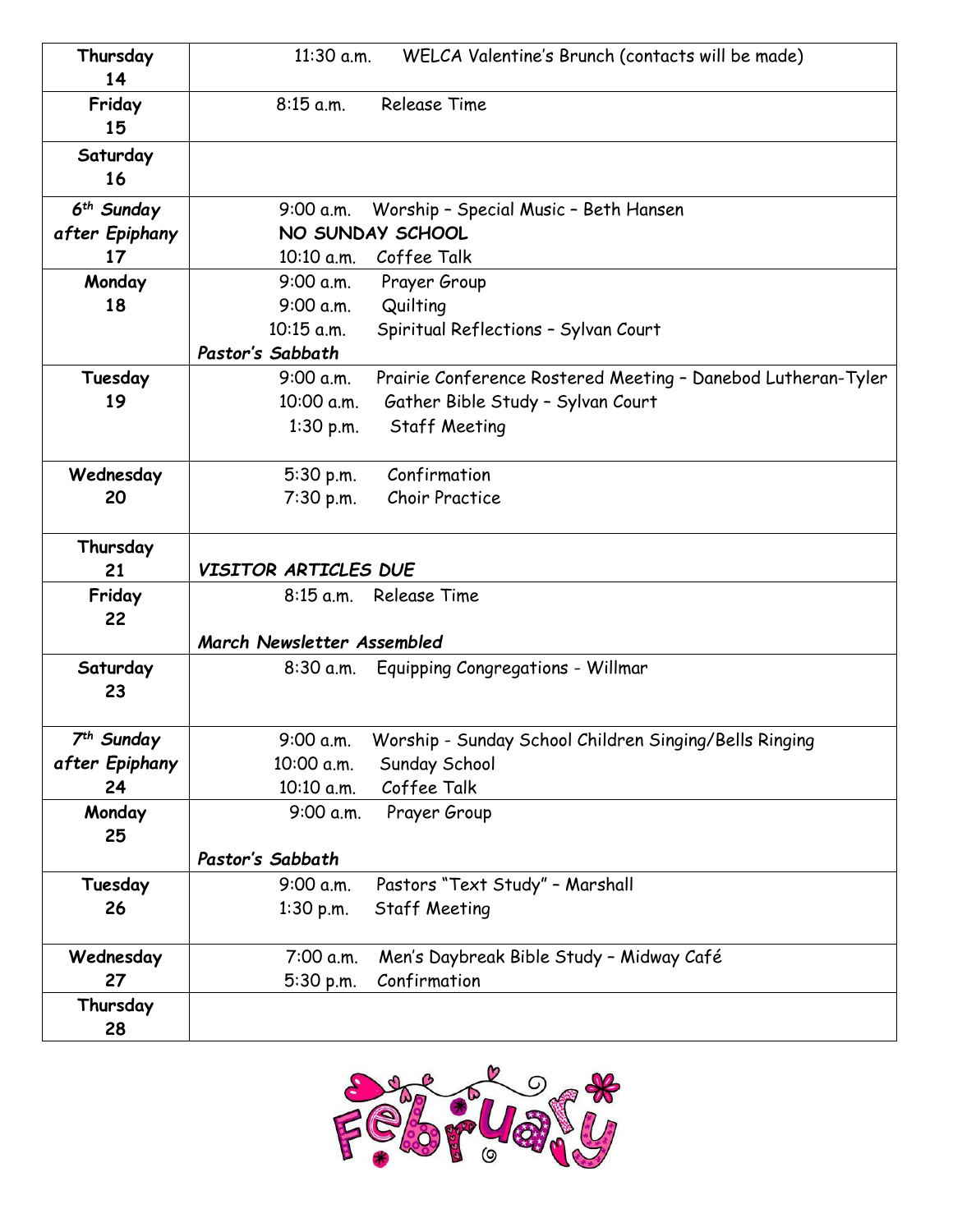| | |
|---|---|
| **Thursday 14** | 11:30 a.m. WELCA Valentine's Brunch (contacts will be made) |
| **Friday 15** | 8:15 a.m. Release Time |
| **Saturday 16** | |
| ***6th Sunday after Epiphany* 17** | 9:00 a.m. Worship – Special Music – Beth Hansen<br>**NO SUNDAY SCHOOL**<br>10:10 a.m. Coffee Talk |
| **Monday 18** | 9:00 a.m. Prayer Group<br>9:00 a.m. Quilting<br>10:15 a.m. Spiritual Reflections – Sylvan Court<br>***Pastor's Sabbath*** |
| **Tuesday 19** | 9:00 a.m. Prairie Conference Rostered Meeting – Danebod Lutheran-Tyler<br>10:00 a.m. Gather Bible Study – Sylvan Court<br>1:30 p.m. Staff Meeting |
| **Wednesday 20** | 5:30 p.m. Confirmation<br>7:30 p.m. Choir Practice |
| **Thursday 21** | ***VISITOR ARTICLES DUE*** |
| **Friday 22** | 8:15 a.m. Release Time<br>***March Newsletter Assembled*** |
| **Saturday 23** | 8:30 a.m. Equipping Congregations - Willmar |
| ***7th Sunday after Epiphany* 24** | 9:00 a.m. Worship - Sunday School Children Singing/Bells Ringing<br>10:00 a.m. Sunday School<br>10:10 a.m. Coffee Talk |
| **Monday 25** | 9:00 a.m. Prayer Group<br>***Pastor's Sabbath*** |
| **Tuesday 26** | 9:00 a.m. Pastors "Text Study" – Marshall<br>1:30 p.m. Staff Meeting |
| **Wednesday 27** | 7:00 a.m. Men's Daybreak Bible Study – Midway Café<br>5:30 p.m. Confirmation |
| **Thursday 28** | |